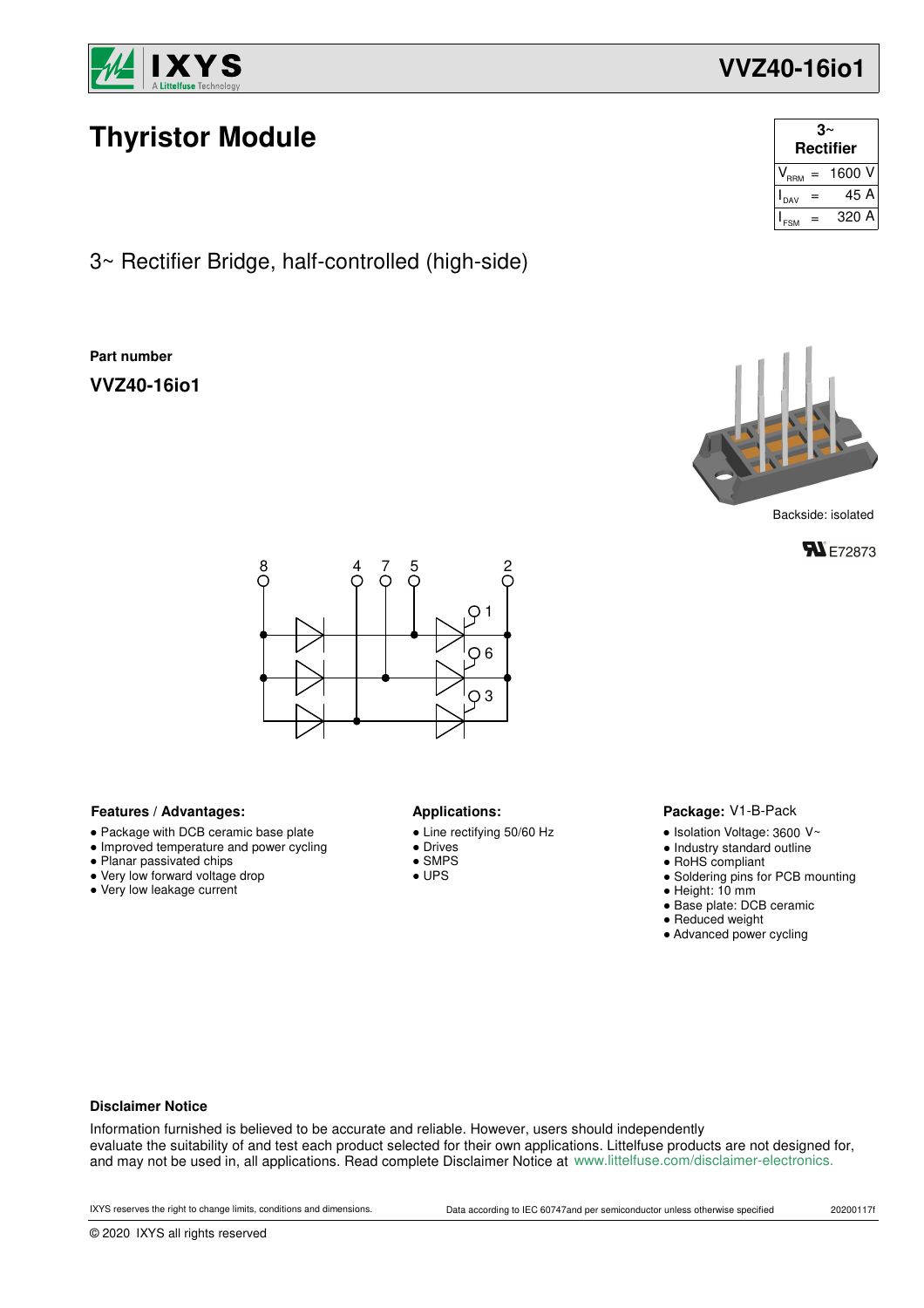# Thyristor Module

| 3~ Rectifier | | |
|---|---|---|
| $V_{RRM}$ | = | 1600 V |
| $I_{DAV}$ | = | 45 A |
| $I_{FSM}$ | = | 320 A |

## 3~ Rectifier Bridge, half-controlled (high-side)

**Part number**

**VVZ40-16io1**

Backside: isolated

E72873

8 4 7 5 2

1 6 3

### Features / Advantages:

- Package with DCB ceramic base plate
- Improved temperature and power cycling
- Planar passivated chips
- Very low forward voltage drop
- Very low leakage current

### Applications:

- Line rectifying 50/60 Hz
- Drives
- SMPS
- UPS

### Package: V1-B-Pack

- Isolation Voltage: 3600 V~
- Industry standard outline
- RoHS compliant
- Soldering pins for PCB mounting
- Height: 10 mm
- Base plate: DCB ceramic
- Reduced weight
- Advanced power cycling

**Disclaimer Notice**

Information furnished is believed to be accurate and reliable. However, users should independently evaluate the suitability of and test each product selected for their own applications. Littelfuse products are not designed for, and may not be used in, all applications. Read complete Disclaimer Notice at www.littelfuse.com/disclaimer-electronics.

IXYS reserves the right to change limits, conditions and dimensions. Data according to IEC 60747and per semiconductor unless otherwise specified 20200117f

© 2020 IXYS all rights reserved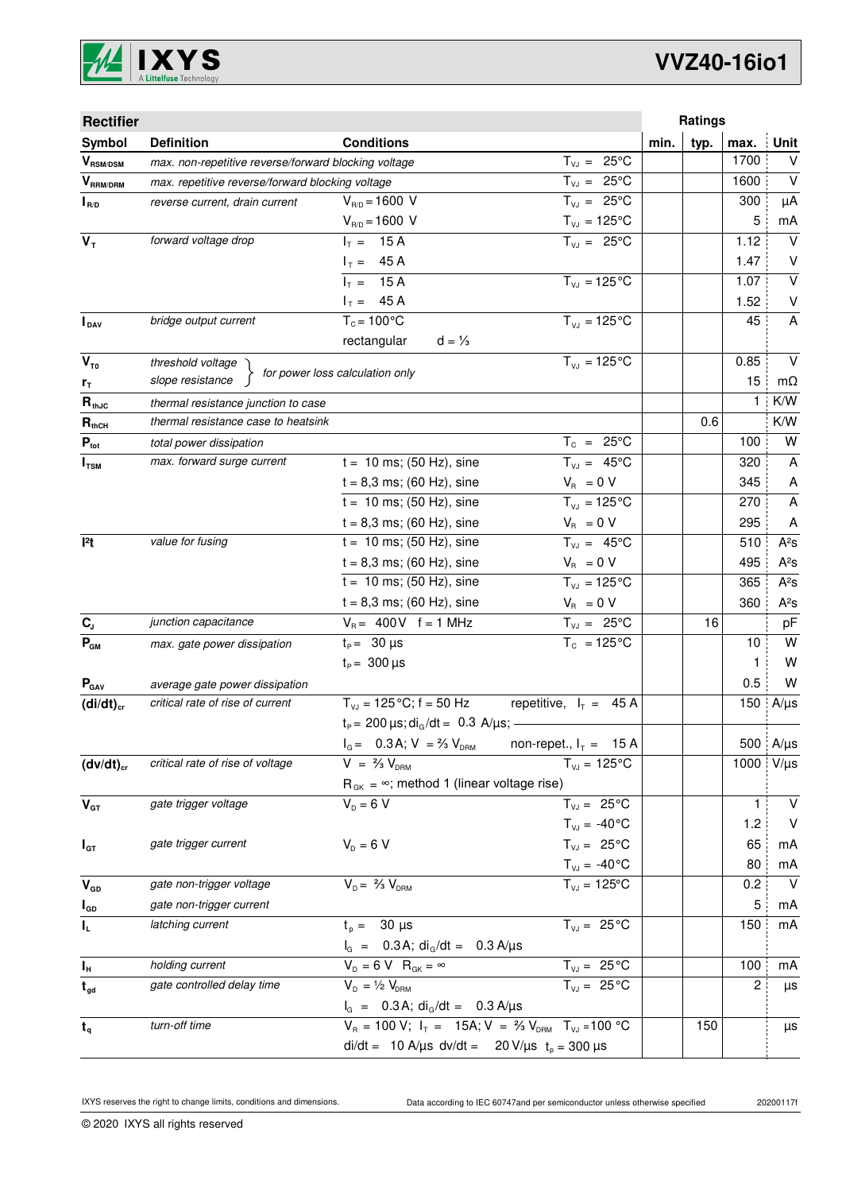| **Rectifier** | | | | **Ratings** | | | |
|---|---|---|---|---|---|---|---|
| **Symbol** | **Definition** | **Conditions** | | **min.** | **typ.** | **max.** | **Unit** |
| $V_{RSM/DSM}$ | *max. non-repetitive reverse/forward blocking voltage* | | $T_{VJ}$ = 25°C | | | 1700 | V |
| $V_{RRM/DRM}$ | *max. repetitive reverse/forward blocking voltage* | | $T_{VJ}$ = 25°C | | | 1600 | V |
| $I_{R/D}$ | *reverse current, drain current* | $V_{R/D}$ = 1600 V | $T_{VJ}$ = 25°C | | | 300 | µA |
| | | $V_{R/D}$ = 1600 V | $T_{VJ}$ = 125°C | | | 5 | mA |
| $V_T$ | *forward voltage drop* | $I_T$ = 15 A | $T_{VJ}$ = 25°C | | | 1.12 | V |
| | | $I_T$ = 45 A | | | | 1.47 | V |
| | | $I_T$ = 15 A | $T_{VJ}$ = 125°C | | | 1.07 | V |
| | | $I_T$ = 45 A | | | | 1.52 | V |
| $I_{DAV}$ | *bridge output current* | $T_C$ = 100°C | $T_{VJ}$ = 125°C | | | 45 | A |
| | | rectangular d = ⅓ | | | | | |
| $V_{T0}$ | *threshold voltage* | *for power loss calculation only* | $T_{VJ}$ = 125°C | | | 0.85 | V |
| $r_T$ | *slope resistance* | | | | | 15 | mΩ |
| $R_{thJC}$ | *thermal resistance junction to case* | | | | | 1 | K/W |
| $R_{thCH}$ | *thermal resistance case to heatsink* | | | | 0.6 | | K/W |
| $P_{tot}$ | *total power dissipation* | | $T_C$ = 25°C | | | 100 | W |
| $I_{TSM}$ | *max. forward surge current* | t = 10 ms; (50 Hz), sine | $T_{VJ}$ = 45°C | | | 320 | A |
| | | t = 8,3 ms; (60 Hz), sine | $V_R$ = 0 V | | | 345 | A |
| | | t = 10 ms; (50 Hz), sine | $T_{VJ}$ = 125°C | | | 270 | A |
| | | t = 8,3 ms; (60 Hz), sine | $V_R$ = 0 V | | | 295 | A |
| I²t | *value for fusing* | t = 10 ms; (50 Hz), sine | $T_{VJ}$ = 45°C | | | 510 | A²s |
| | | t = 8,3 ms; (60 Hz), sine | $V_R$ = 0 V | | | 495 | A²s |
| | | t = 10 ms; (50 Hz), sine | $T_{VJ}$ = 125°C | | | 365 | A²s |
| | | t = 8,3 ms; (60 Hz), sine | $V_R$ = 0 V | | | 360 | A²s |
| $C_J$ | *junction capacitance* | $V_R$ = 400 V f = 1 MHz | $T_{VJ}$ = 25°C | | 16 | | pF |
| $P_{GM}$ | *max. gate power dissipation* | $t_P$ = 30 µs | $T_C$ = 125°C | | | 10 | W |
| | | $t_P$ = 300 µs | | | | 1 | W |
| $P_{GAV}$ | *average gate power dissipation* | | | | | 0.5 | W |
| $(di/dt)_{cr}$ | *critical rate of rise of current* | $T_{VJ}$ = 125°C; f = 50 Hz | repetitive, $I_T$ = 45 A | | | 150 | A/µs |
| | | $t_P$ = 200 µs; $di_G/dt$ = 0.3 A/µs; | | | | | |
| | | $I_G$ = 0.3 A; V = ⅔ $V_{DRM}$ | non-repet., $I_T$ = 15 A | | | 500 | A/µs |
| $(dv/dt)_{cr}$ | *critical rate of rise of voltage* | V = ⅔ $V_{DRM}$ | $T_{VJ}$ = 125°C | | | 1000 | V/µs |
| | | $R_{GK}$ = ∞; method 1 (linear voltage rise) | | | | | |
| $V_{GT}$ | *gate trigger voltage* | $V_D$ = 6 V | $T_{VJ}$ = 25°C | | | 1 | V |
| | | | $T_{VJ}$ = -40°C | | | 1.2 | V |
| $I_{GT}$ | *gate trigger current* | $V_D$ = 6 V | $T_{VJ}$ = 25°C | | | 65 | mA |
| | | | $T_{VJ}$ = -40°C | | | 80 | mA |
| $V_{GD}$ | *gate non-trigger voltage* | $V_D$ = ⅔ $V_{DRM}$ | $T_{VJ}$ = 125°C | | | 0.2 | V |
| $I_{GD}$ | *gate non-trigger current* | | | | | 5 | mA |
| $I_L$ | *latching current* | $t_p$ = 30 µs | $T_{VJ}$ = 25°C | | | 150 | mA |
| | | $I_G$ = 0.3 A; $di_G/dt$ = 0.3 A/µs | | | | | |
| $I_H$ | *holding current* | $V_D$ = 6 V $R_{GK}$ = ∞ | $T_{VJ}$ = 25°C | | | 100 | mA |
| $t_{gd}$ | *gate controlled delay time* | $V_D$ = ½ $V_{DRM}$ | $T_{VJ}$ = 25°C | | | 2 | µs |
| | | $I_G$ = 0.3 A; $di_G/dt$ = 0.3 A/µs | | | | | |
| $t_q$ | *turn-off time* | $V_R$ = 100 V; $I_T$ = 15A; V = ⅔ $V_{DRM}$ | $T_{VJ}$ = 100 °C | | 150 | | µs |
| | | di/dt = 10 A/µs dv/dt = 20 V/µs | $t_p$ = 300 µs | | | | |

IXYS reserves the right to change limits, conditions and dimensions.

Data according to IEC 60747and per semiconductor unless otherwise specified

20200117f

© 2020 IXYS all rights reserved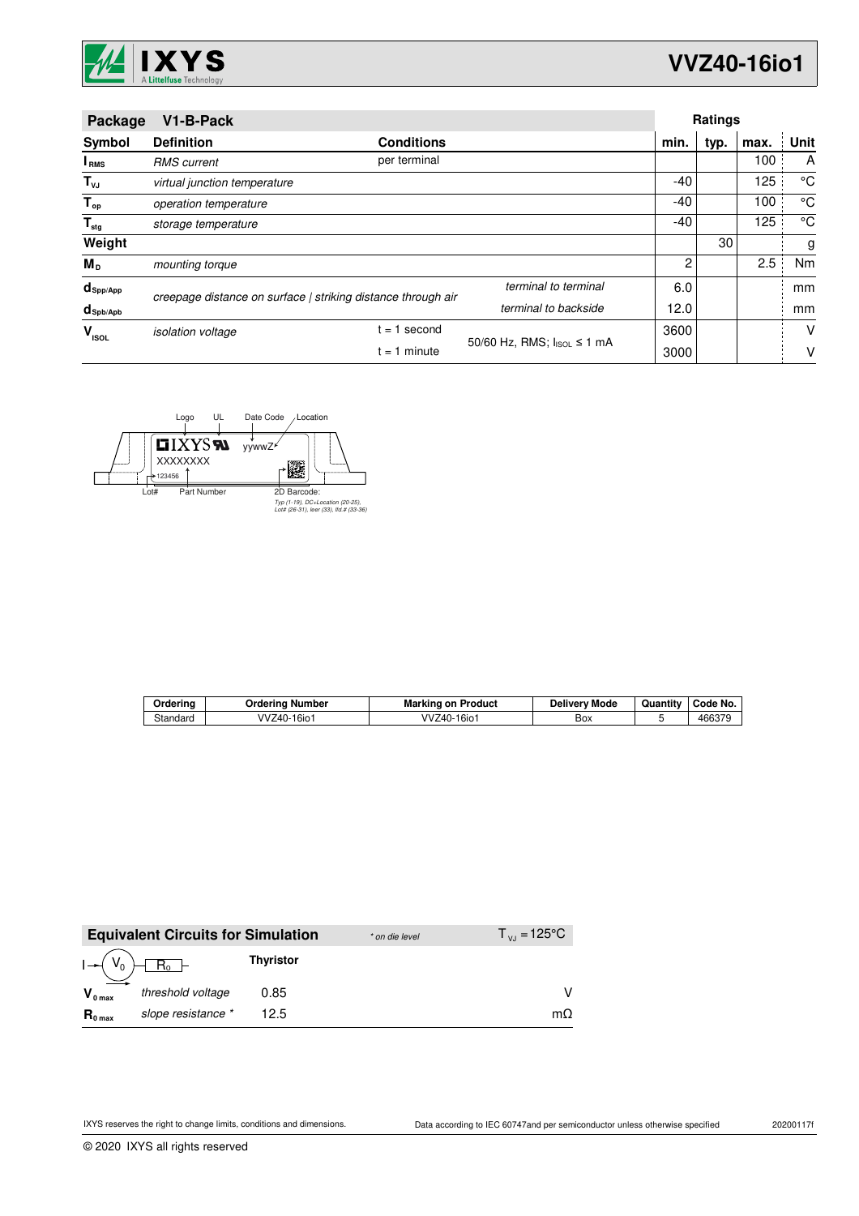| Package | V1-B-Pack | | | Ratings | | | |
|---|---|---|---|---|---|---|---|
| **Symbol** | **Definition** | **Conditions** | | **min.** | **typ.** | **max.** | **Unit** |
| $I_{RMS}$ | *RMS current* | per terminal | | | | 100 | A |
| $T_{VJ}$ | *virtual junction temperature* | | | -40 | | 125 | °C |
| $T_{op}$ | *operation temperature* | | | -40 | | 100 | °C |
| $T_{stg}$ | *storage temperature* | | | -40 | | 125 | °C |
| **Weight** | | | | | 30 | | g |
| $M_D$ | *mounting torque* | | | 2 | | 2.5 | Nm |
| $d_{Spp/App}$ | *creepage distance on surface \| striking distance through air* | | *terminal to terminal* | 6.0 | | | mm |
| $d_{Spb/Apb}$ | | | *terminal to backside* | 12.0 | | | mm |
| $V_{ISOL}$ | *isolation voltage* | t = 1 second | 50/60 Hz, RMS; $I_{ISOL}$ ≤ 1 mA | 3600 | | | V |
| | | t = 1 minute | | 3000 | | | V |

Logo UL Date Code Location

IXYS yywwZ

XXXXXXXX

123456

Lot# Part Number 2D Barcode:

*Typ (1-19), DC+Location (20-25), Lot# (26-31), leer (33), lfd.# (33-36)*

| Ordering | Ordering Number | Marking on Product | Delivery Mode | Quantity | Code No. |
|---|---|---|---|---|---|
| Standard | VVZ40-16io1 | VVZ40-16io1 | Box | 5 | 466379 |

| Equivalent Circuits for Simulation | | *\* on die level* | $T_{VJ} = 125°C$ |
|---|---|---|---|
| | **Thyristor** | | |
| $V_{0\,max}$ *threshold voltage* | 0.85 | | V |
| $R_{0\,max}$ *slope resistance \** | 12.5 | | mΩ |

IXYS reserves the right to change limits, conditions and dimensions.

Data according to IEC 60747and per semiconductor unless otherwise specified

20200117f

© 2020 IXYS all rights reserved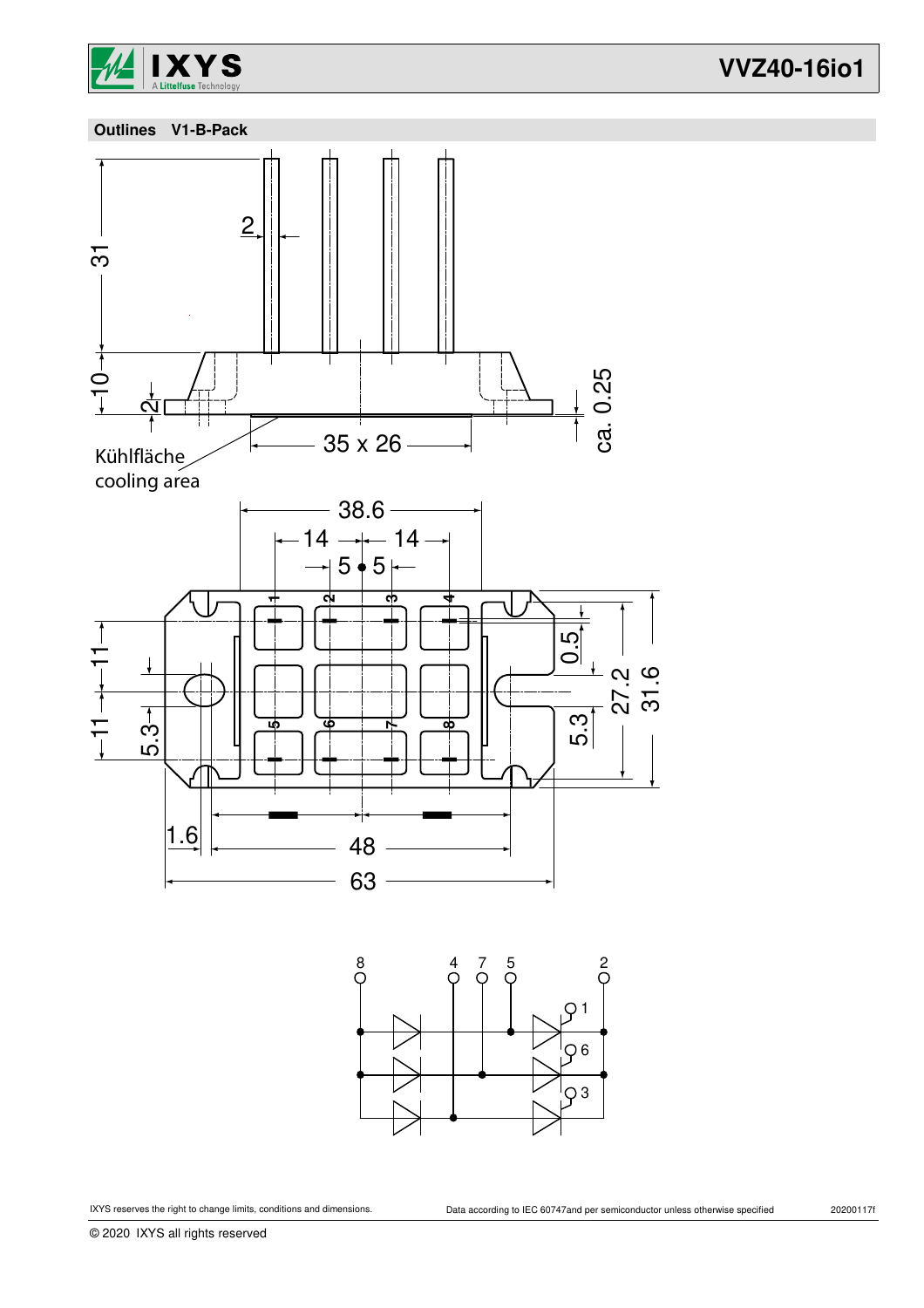## Outlines V1-B-Pack

Kühlfläche
cooling area

35 x 26

ca. 0.25

31

10

2

38.6

14 14

5 5

11

11

5.3

0.5

5.3

27.2

31.6

1.6

48

63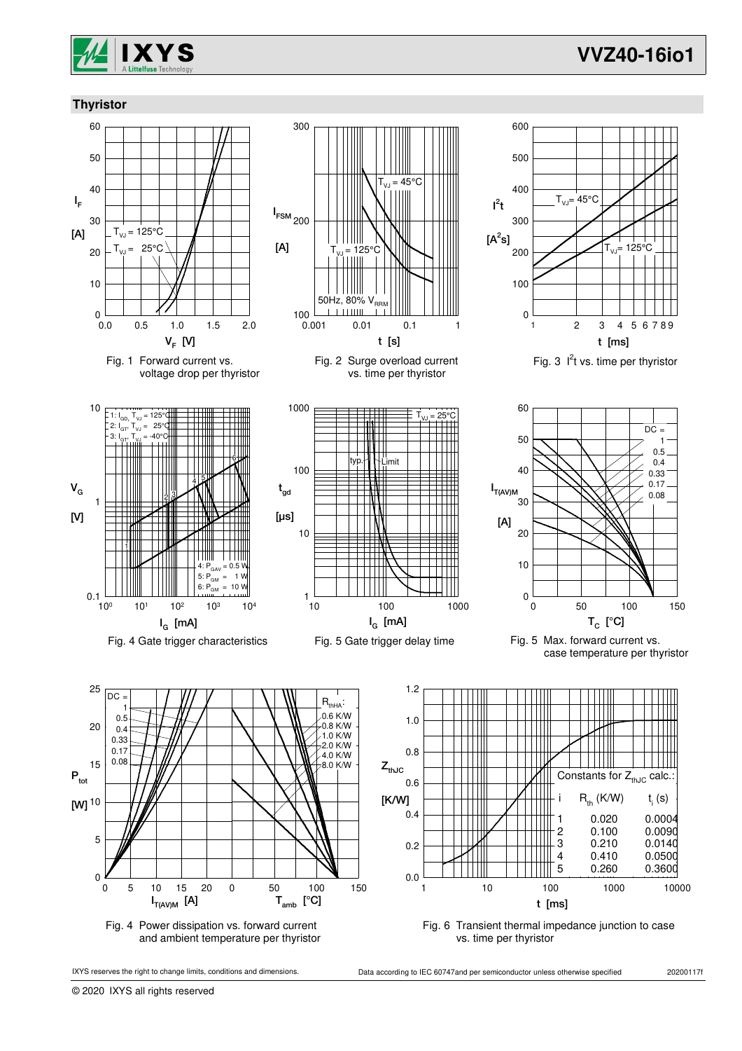## Thyristor

$I_F$ [A]

60, 50, 40, 30, 20, 10, 0

$T_{VJ}$ = 125°C

$T_{VJ}$ = 25°C

0.0, 0.5, 1.0, 1.5, 2.0

$V_F$ [V]

Fig. 1 Forward current vs. voltage drop per thyristor

$I_{FSM}$ [A]

300, 200, 100

$T_{VJ}$ = 45°C

$T_{VJ}$ = 125°C

50Hz, 80% $V_{RRM}$

0.001, 0.01, 0.1, 1

t [s]

Fig. 2 Surge overload current vs. time per thyristor

$I^2t$ [$A^2s$]

600, 500, 400, 300, 200, 100, 0

$T_{VJ}$= 45°C

$T_{VJ}$= 125°C

1, 2, 3, 4, 5, 6, 7, 8, 9

t [ms]

Fig. 3 $I^2t$ vs. time per thyristor

$V_G$ [V]

10, 1, 0.1

1: $I_{GD}$, $T_{VJ}$ = 125°C
2: $I_{GT}$, $T_{VJ}$ = 25°C
3: $I_{GT}$, $T_{VJ}$ = -40°C

4: $P_{GAV}$ = 0.5 W
5: $P_{GM}$ = 1 W
6: $P_{GM}$ = 10 W

$10^0$, $10^1$, $10^2$, $10^3$, $10^4$

$I_G$ [mA]

Fig. 4 Gate trigger characteristics

$t_{gd}$ [μs]

1000, 100, 10, 1

$T_{VJ}$ = 25°C

typ.

Limit

10, 100, 1000

$I_G$ [mA]

Fig. 5 Gate trigger delay time

$I_{T(AV)M}$ [A]

60, 50, 40, 30, 20, 10, 0

DC = 1, 0.5, 0.4, 0.33, 0.17, 0.08

0, 50, 100, 150

$T_C$ [°C]

Fig. 5 Max. forward current vs. case temperature per thyristor

$P_{tot}$ [W]

25, 20, 15, 10, 5, 0

DC = 1, 0.5, 0.4, 0.33, 0.17, 0.08

0, 5, 10, 15, 20

$I_{T(AV)M}$ [A]

$R_{thHA}$:
0.6 K/W
0.8 K/W
1.0 K/W
2.0 K/W
4.0 K/W
8.0 K/W

0, 50, 100, 150

$T_{amb}$ [°C]

Fig. 4 Power dissipation vs. forward current and ambient temperature per thyristor

$Z_{thJC}$ [K/W]

1.2, 1.0, 0.8, 0.6, 0.4, 0.2, 0.0

Constants for $Z_{thJC}$ calc.:

| i | $R_{th}$ (K/W) | $t_i$ (s) |
|---|---|---|
| 1 | 0.020 | 0.0004 |
| 2 | 0.100 | 0.0090 |
| 3 | 0.210 | 0.0140 |
| 4 | 0.410 | 0.0500 |
| 5 | 0.260 | 0.3600 |

1, 10, 100, 1000, 10000

t [ms]

Fig. 6 Transient thermal impedance junction to case vs. time per thyristor

IXYS reserves the right to change limits, conditions and dimensions.

Data according to IEC 60747and per semiconductor unless otherwise specified

20200117f

© 2020 IXYS all rights reserved